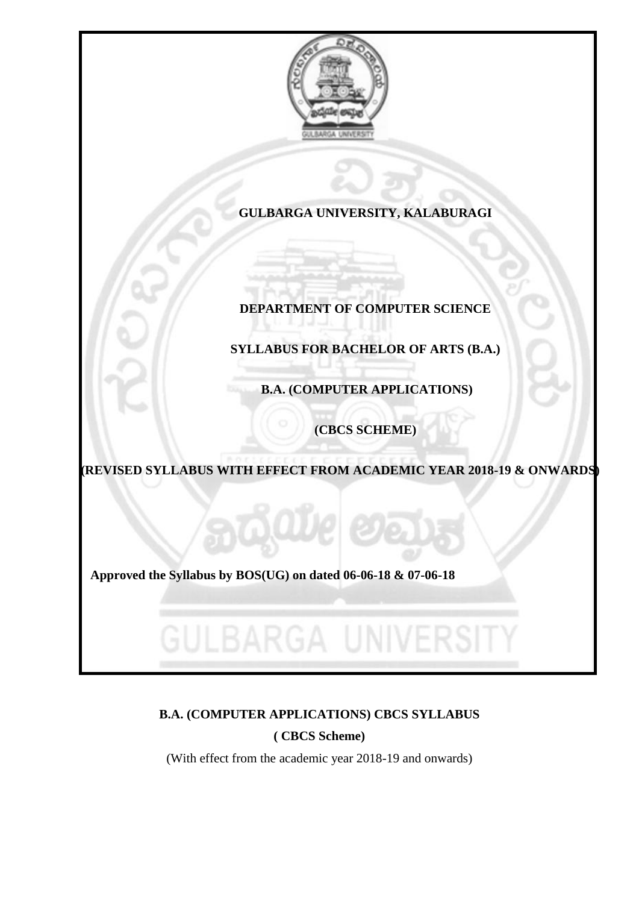# GULBARGA UNIVERSITY, KALABURAGI

## DEPARTMENT OF COMPUTER SCIENCE

## SYLLABUS FOR BACHELOR OF ARTS (B.A.)

## B.A. (COMPUTER APPLICATIONS)

## (CBCS SCHEME)

**(REVISED SYLLABUS WITH EFFECT FROM ACADEMIC YEAR 2018-19 & ONWARDS)**

**Approved the Syllabus by BOS(UG) on dated 06-06-18 & 07-06-18**

**B.A. (COMPUTER APPLICATIONS) CBCS SYLLABUS**

**( CBCS Scheme)**

(With effect from the academic year 2018-19 and onwards)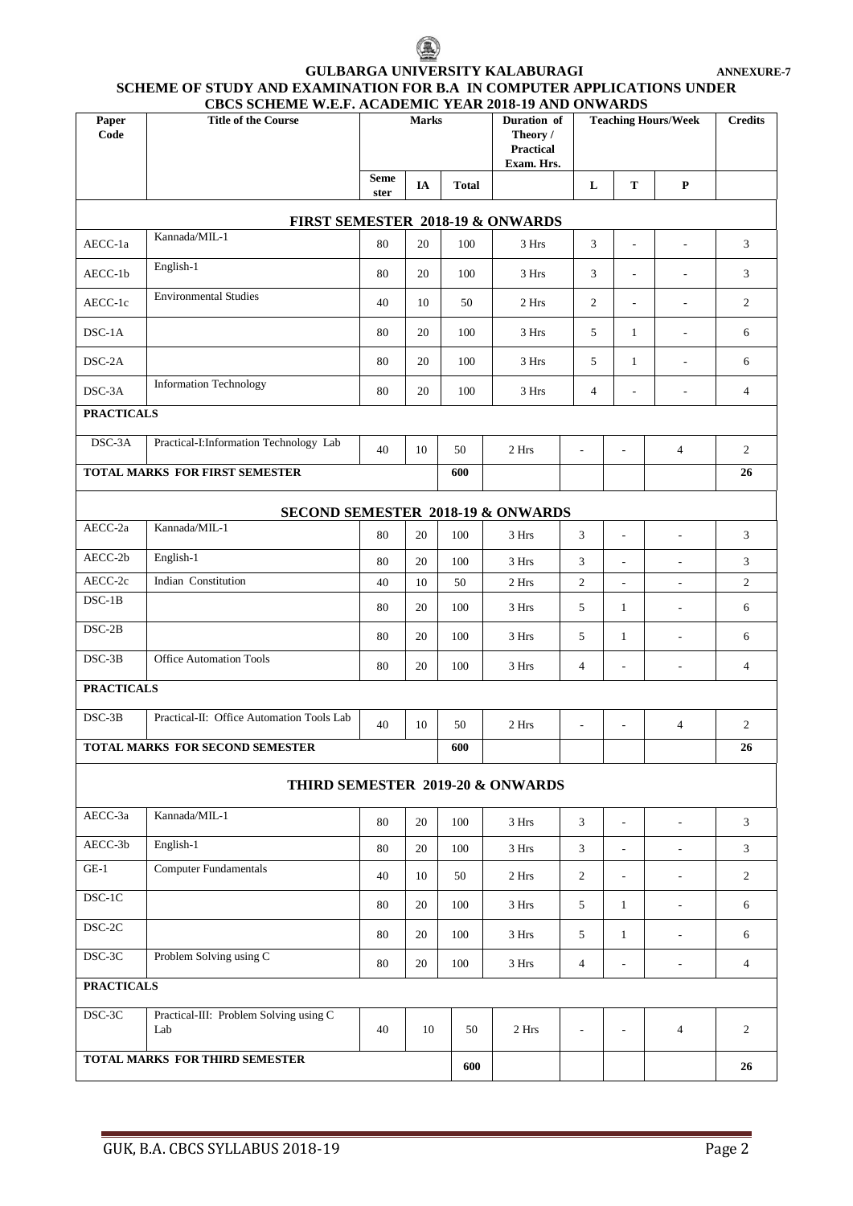**ANNEXURE-7**

# GULBARGA UNIVERSITY KALABURAGI

## SCHEME OF STUDY AND EXAMINATION FOR B.A IN COMPUTER APPLICATIONS UNDER CBCS SCHEME W.E.F. ACADEMIC YEAR 2018-19 AND ONWARDS

| Paper Code | Title of the Course | Marks | | | Duration of Theory / Practical Exam. Hrs. | Teaching Hours/Week | | | Credits |
|---|---|---|---|---|---|---|---|---|---|
| | | Semester | IA | Total | | L | T | P | |
| **FIRST SEMESTER 2018-19 & ONWARDS** | | | | | | | | | |
| AECC-1a | Kannada/MIL-1 | 80 | 20 | 100 | 3 Hrs | 3 | - | - | 3 |
| AECC-1b | English-1 | 80 | 20 | 100 | 3 Hrs | 3 | - | - | 3 |
| AECC-1c | Environmental Studies | 40 | 10 | 50 | 2 Hrs | 2 | - | - | 2 |
| DSC-1A | | 80 | 20 | 100 | 3 Hrs | 5 | 1 | - | 6 |
| DSC-2A | | 80 | 20 | 100 | 3 Hrs | 5 | 1 | - | 6 |
| DSC-3A | Information Technology | 80 | 20 | 100 | 3 Hrs | 4 | - | - | 4 |
| **PRACTICALS** | | | | | | | | | |
| DSC-3A | Practical-I:Information Technology Lab | 40 | 10 | 50 | 2 Hrs | - | - | 4 | 2 |
| **TOTAL MARKS FOR FIRST SEMESTER** | | | | **600** | | | | | **26** |
| **SECOND SEMESTER 2018-19 & ONWARDS** | | | | | | | | | |
| AECC-2a | Kannada/MIL-1 | 80 | 20 | 100 | 3 Hrs | 3 | - | - | 3 |
| AECC-2b | English-1 | 80 | 20 | 100 | 3 Hrs | 3 | - | - | 3 |
| AECC-2c | Indian Constitution | 40 | 10 | 50 | 2 Hrs | 2 | - | - | 2 |
| DSC-1B | | 80 | 20 | 100 | 3 Hrs | 5 | 1 | - | 6 |
| DSC-2B | | 80 | 20 | 100 | 3 Hrs | 5 | 1 | - | 6 |
| DSC-3B | Office Automation Tools | 80 | 20 | 100 | 3 Hrs | 4 | - | - | 4 |
| **PRACTICALS** | | | | | | | | | |
| DSC-3B | Practical-II: Office Automation Tools Lab | 40 | 10 | 50 | 2 Hrs | - | - | 4 | 2 |
| **TOTAL MARKS FOR SECOND SEMESTER** | | | | **600** | | | | | **26** |
| **THIRD SEMESTER 2019-20 & ONWARDS** | | | | | | | | | |
| AECC-3a | Kannada/MIL-1 | 80 | 20 | 100 | 3 Hrs | 3 | - | - | 3 |
| AECC-3b | English-1 | 80 | 20 | 100 | 3 Hrs | 3 | - | - | 3 |
| GE-1 | Computer Fundamentals | 40 | 10 | 50 | 2 Hrs | 2 | - | - | 2 |
| DSC-1C | | 80 | 20 | 100 | 3 Hrs | 5 | 1 | - | 6 |
| DSC-2C | | 80 | 20 | 100 | 3 Hrs | 5 | 1 | - | 6 |
| DSC-3C | Problem Solving using C | 80 | 20 | 100 | 3 Hrs | 4 | - | - | 4 |
| **PRACTICALS** | | | | | | | | | |
| DSC-3C | Practical-III: Problem Solving using C Lab | 40 | 10 | 50 | 2 Hrs | - | - | 4 | 2 |
| **TOTAL MARKS FOR THIRD SEMESTER** | | | | **600** | | | | | **26** |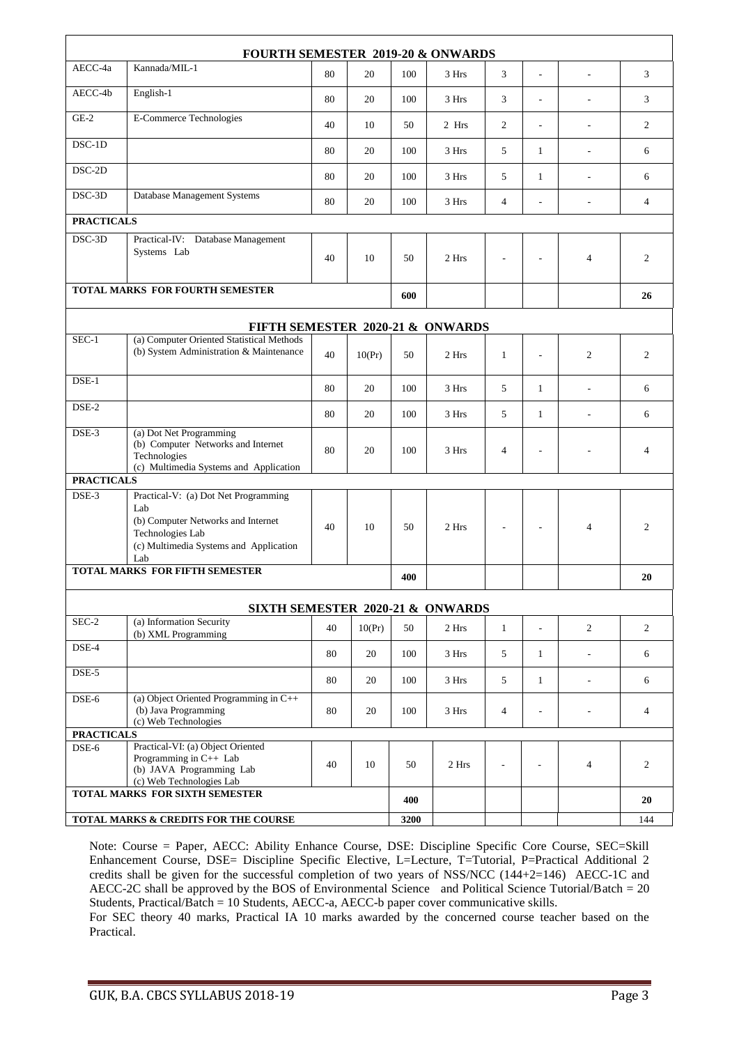| | | | | | | | | | |
|---|---|---|---|---|---|---|---|---|---|
| **FOURTH SEMESTER 2019-20 & ONWARDS** | | | | | | | | | |
| AECC-4a | Kannada/MIL-1 | 80 | 20 | 100 | 3 Hrs | 3 | - | - | 3 |
| AECC-4b | English-1 | 80 | 20 | 100 | 3 Hrs | 3 | - | - | 3 |
| GE-2 | E-Commerce Technologies | 40 | 10 | 50 | 2 Hrs | 2 | - | - | 2 |
| DSC-1D | | 80 | 20 | 100 | 3 Hrs | 5 | 1 | - | 6 |
| DSC-2D | | 80 | 20 | 100 | 3 Hrs | 5 | 1 | - | 6 |
| DSC-3D | Database Management Systems | 80 | 20 | 100 | 3 Hrs | 4 | - | - | 4 |
| **PRACTICALS** | | | | | | | | | |
| DSC-3D | Practical-IV: Database Management Systems Lab | 40 | 10 | 50 | 2 Hrs | - | - | 4 | 2 |
| **TOTAL MARKS FOR FOURTH SEMESTER** | | | | **600** | | | | | **26** |
| **FIFTH SEMESTER 2020-21 & ONWARDS** | | | | | | | | | |
| SEC-1 | (a) Computer Oriented Statistical Methods (b) System Administration & Maintenance | 40 | 10(Pr) | 50 | 2 Hrs | 1 | - | 2 | 2 |
| DSE-1 | | 80 | 20 | 100 | 3 Hrs | 5 | 1 | - | 6 |
| DSE-2 | | 80 | 20 | 100 | 3 Hrs | 5 | 1 | - | 6 |
| DSE-3 | (a) Dot Net Programming (b) Computer Networks and Internet Technologies (c) Multimedia Systems and Application | 80 | 20 | 100 | 3 Hrs | 4 | - | - | 4 |
| **PRACTICALS** | | | | | | | | | |
| DSE-3 | Practical-V: (a) Dot Net Programming Lab (b) Computer Networks and Internet Technologies Lab (c) Multimedia Systems and Application Lab | 40 | 10 | 50 | 2 Hrs | - | - | 4 | 2 |
| **TOTAL MARKS FOR FIFTH SEMESTER** | | | | **400** | | | | | **20** |
| **SIXTH SEMESTER 2020-21 & ONWARDS** | | | | | | | | | |
| SEC-2 | (a) Information Security (b) XML Programming | 40 | 10(Pr) | 50 | 2 Hrs | 1 | - | 2 | 2 |
| DSE-4 | | 80 | 20 | 100 | 3 Hrs | 5 | 1 | - | 6 |
| DSE-5 | | 80 | 20 | 100 | 3 Hrs | 5 | 1 | - | 6 |
| DSE-6 | (a) Object Oriented Programming in C++ (b) Java Programming (c) Web Technologies | 80 | 20 | 100 | 3 Hrs | 4 | - | - | 4 |
| **PRACTICALS** | | | | | | | | | |
| DSE-6 | Practical-VI: (a) Object Oriented Programming in C++ Lab (b) JAVA Programming Lab (c) Web Technologies Lab | 40 | 10 | 50 | 2 Hrs | - | - | 4 | 2 |
| **TOTAL MARKS FOR SIXTH SEMESTER** | | | | **400** | | | | | **20** |
| **TOTAL MARKS & CREDITS FOR THE COURSE** | | | | **3200** | | | | | 144 |

Note: Course = Paper, AECC: Ability Enhance Course, DSE: Discipline Specific Core Course, SEC=Skill Enhancement Course, DSE= Discipline Specific Elective, L=Lecture, T=Tutorial, P=Practical Additional 2 credits shall be given for the successful completion of two years of NSS/NCC (144+2=146) AECC-1C and AECC-2C shall be approved by the BOS of Environmental Science and Political Science Tutorial/Batch = 20 Students, Practical/Batch = 10 Students, AECC-a, AECC-b paper cover communicative skills.

For SEC theory 40 marks, Practical IA 10 marks awarded by the concerned course teacher based on the Practical.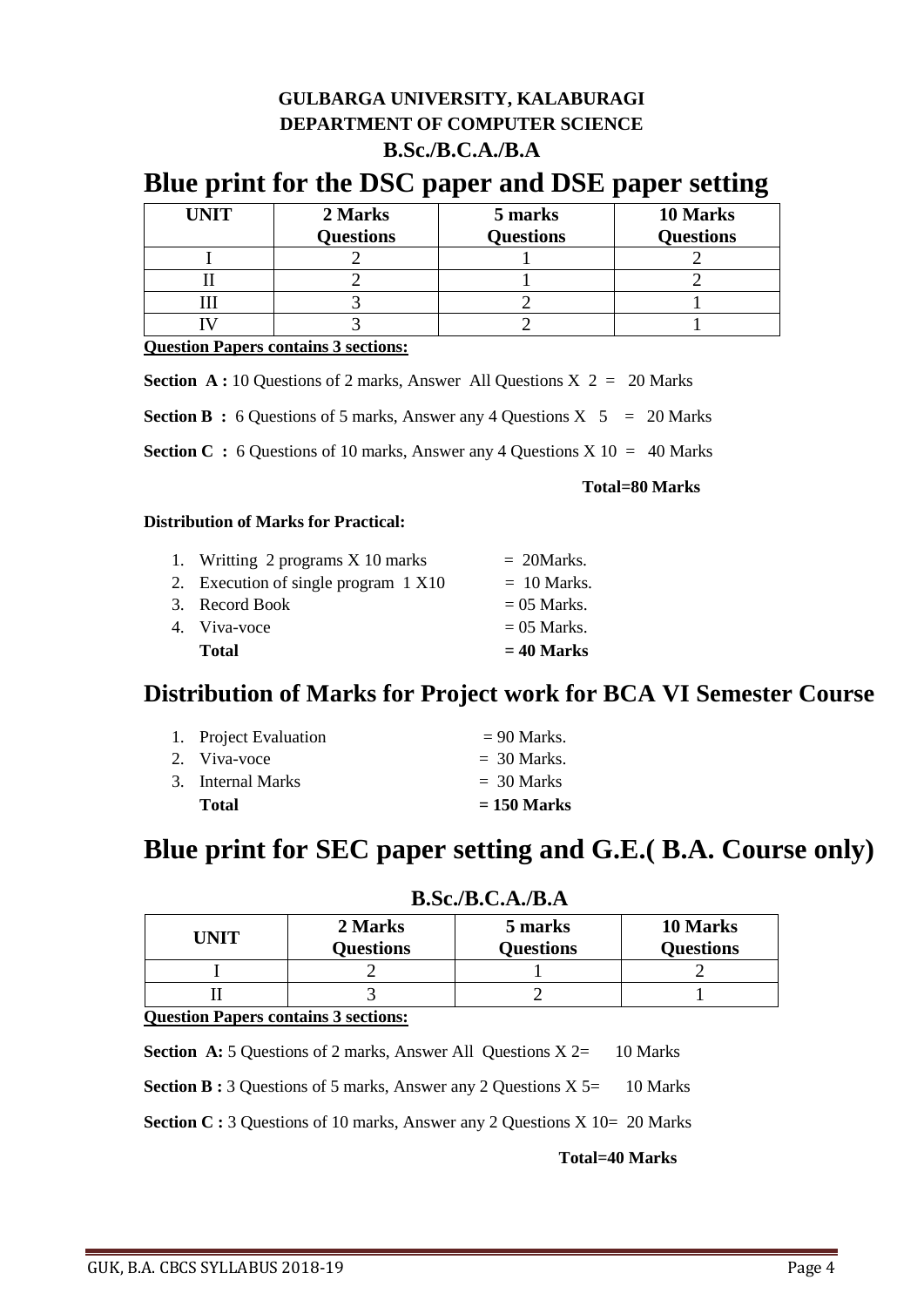**GULBARGA UNIVERSITY, KALABURAGI**
**DEPARTMENT OF COMPUTER SCIENCE**
**B.Sc./B.C.A./B.A**

# Blue print for the DSC paper and DSE paper setting

| UNIT | 2 Marks Questions | 5 marks Questions | 10 Marks Questions |
|---|---|---|---|
| I | 2 | 1 | 2 |
| II | 2 | 1 | 2 |
| III | 3 | 2 | 1 |
| IV | 3 | 2 | 1 |

**Question Papers contains 3 sections:**

**Section A :** 10 Questions of 2 marks, Answer All Questions X 2 = 20 Marks

**Section B :** 6 Questions of 5 marks, Answer any 4 Questions X 5 = 20 Marks

**Section C :** 6 Questions of 10 marks, Answer any 4 Questions X 10 = 40 Marks

**Total=80 Marks**

**Distribution of Marks for Practical:**

1. Writting 2 programs X 10 marks = 20Marks.
2. Execution of single program 1 X10 = 10 Marks.
3. Record Book = 05 Marks.
4. Viva-voce = 05 Marks.

**Total = 40 Marks**

## Distribution of Marks for Project work for BCA VI Semester Course

1. Project Evaluation = 90 Marks.
2. Viva-voce = 30 Marks.
3. Internal Marks = 30 Marks

**Total = 150 Marks**

# Blue print for SEC paper setting and G.E.( B.A. Course only)

**B.Sc./B.C.A./B.A**

| UNIT | 2 Marks Questions | 5 marks Questions | 10 Marks Questions |
|---|---|---|---|
| I | 2 | 1 | 2 |
| II | 3 | 2 | 1 |

**Question Papers contains 3 sections:**

**Section A:** 5 Questions of 2 marks, Answer All Questions X 2= 10 Marks

**Section B :** 3 Questions of 5 marks, Answer any 2 Questions X 5= 10 Marks

**Section C :** 3 Questions of 10 marks, Answer any 2 Questions X 10= 20 Marks

**Total=40 Marks**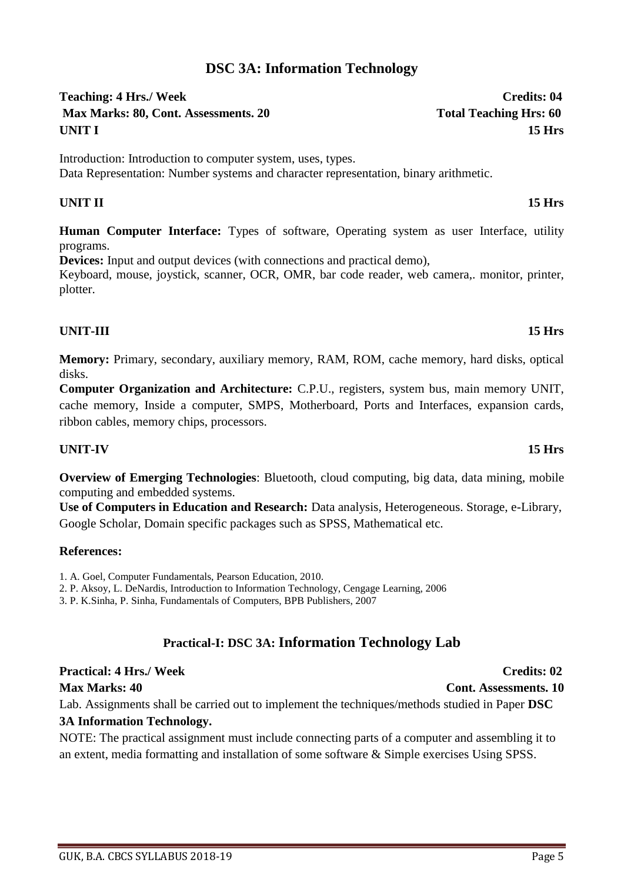# DSC 3A: Information Technology

**Teaching: 4 Hrs./ Week** **Credits: 04**
**Max Marks: 80, Cont. Assessments. 20** **Total Teaching Hrs: 60**

**UNIT I** **15 Hrs**

Introduction: Introduction to computer system, uses, types.
Data Representation: Number systems and character representation, binary arithmetic.

**UNIT II** **15 Hrs**

**Human Computer Interface:** Types of software, Operating system as user Interface, utility programs.
**Devices:** Input and output devices (with connections and practical demo),
Keyboard, mouse, joystick, scanner, OCR, OMR, bar code reader, web camera,. monitor, printer, plotter.

**UNIT-III** **15 Hrs**

**Memory:** Primary, secondary, auxiliary memory, RAM, ROM, cache memory, hard disks, optical disks.
**Computer Organization and Architecture:** C.P.U., registers, system bus, main memory UNIT, cache memory, Inside a computer, SMPS, Motherboard, Ports and Interfaces, expansion cards, ribbon cables, memory chips, processors.

**UNIT-IV** **15 Hrs**

**Overview of Emerging Technologies**: Bluetooth, cloud computing, big data, data mining, mobile computing and embedded systems.
**Use of Computers in Education and Research:** Data analysis, Heterogeneous. Storage, e-Library, Google Scholar, Domain specific packages such as SPSS, Mathematical etc.

**References:**

1. A. Goel, Computer Fundamentals, Pearson Education, 2010.
2. P. Aksoy, L. DeNardis, Introduction to Information Technology, Cengage Learning, 2006
3. P. K.Sinha, P. Sinha, Fundamentals of Computers, BPB Publishers, 2007

## Practical-I: DSC 3A: Information Technology Lab

**Practical: 4 Hrs./ Week** **Credits: 02**
**Max Marks: 40** **Cont. Assessments. 10**

Lab. Assignments shall be carried out to implement the techniques/methods studied in Paper **DSC 3A Information Technology.**

NOTE: The practical assignment must include connecting parts of a computer and assembling it to an extent, media formatting and installation of some software & Simple exercises Using SPSS.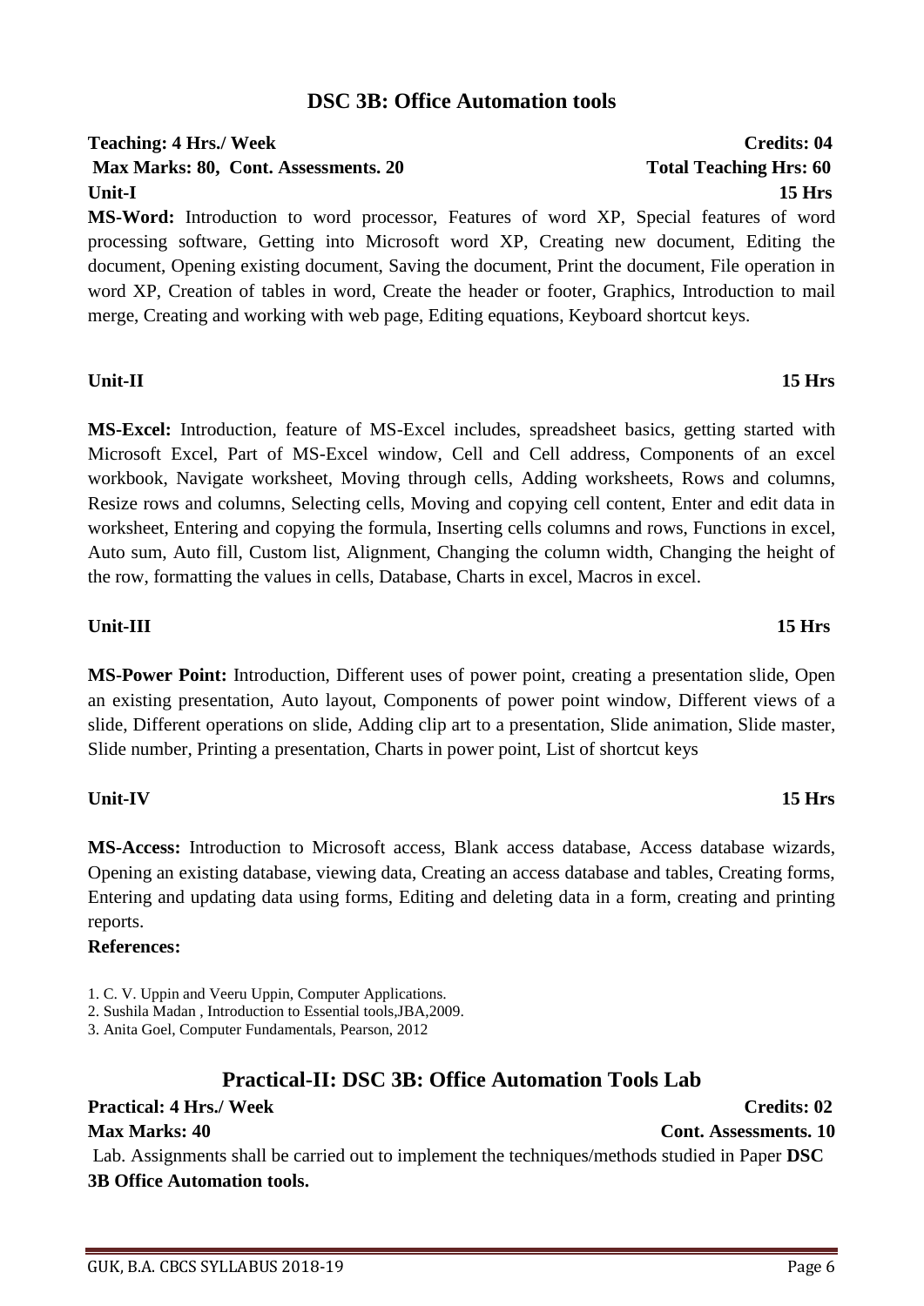## DSC 3B: Office Automation tools

**Teaching: 4 Hrs./ Week** **Credits: 04**

**Max Marks: 80, Cont. Assessments. 20** **Total Teaching Hrs: 60**

**Unit-I** **15 Hrs**

**MS-Word:** Introduction to word processor, Features of word XP, Special features of word processing software, Getting into Microsoft word XP, Creating new document, Editing the document, Opening existing document, Saving the document, Print the document, File operation in word XP, Creation of tables in word, Create the header or footer, Graphics, Introduction to mail merge, Creating and working with web page, Editing equations, Keyboard shortcut keys.

**Unit-II** **15 Hrs**

**MS-Excel:** Introduction, feature of MS-Excel includes, spreadsheet basics, getting started with Microsoft Excel, Part of MS-Excel window, Cell and Cell address, Components of an excel workbook, Navigate worksheet, Moving through cells, Adding worksheets, Rows and columns, Resize rows and columns, Selecting cells, Moving and copying cell content, Enter and edit data in worksheet, Entering and copying the formula, Inserting cells columns and rows, Functions in excel, Auto sum, Auto fill, Custom list, Alignment, Changing the column width, Changing the height of the row, formatting the values in cells, Database, Charts in excel, Macros in excel.

**Unit-III** **15 Hrs**

**MS-Power Point:** Introduction, Different uses of power point, creating a presentation slide, Open an existing presentation, Auto layout, Components of power point window, Different views of a slide, Different operations on slide, Adding clip art to a presentation, Slide animation, Slide master, Slide number, Printing a presentation, Charts in power point, List of shortcut keys

**Unit-IV** **15 Hrs**

**MS-Access:** Introduction to Microsoft access, Blank access database, Access database wizards, Opening an existing database, viewing data, Creating an access database and tables, Creating forms, Entering and updating data using forms, Editing and deleting data in a form, creating and printing reports.

**References:**

1. C. V. Uppin and Veeru Uppin, Computer Applications.
2. Sushila Madan , Introduction to Essential tools,JBA,2009.
3. Anita Goel, Computer Fundamentals, Pearson, 2012

## Practical-II: DSC 3B: Office Automation Tools Lab

**Practical: 4 Hrs./ Week** **Credits: 02**

**Max Marks: 40** **Cont. Assessments. 10**

Lab. Assignments shall be carried out to implement the techniques/methods studied in Paper **DSC 3B Office Automation tools.**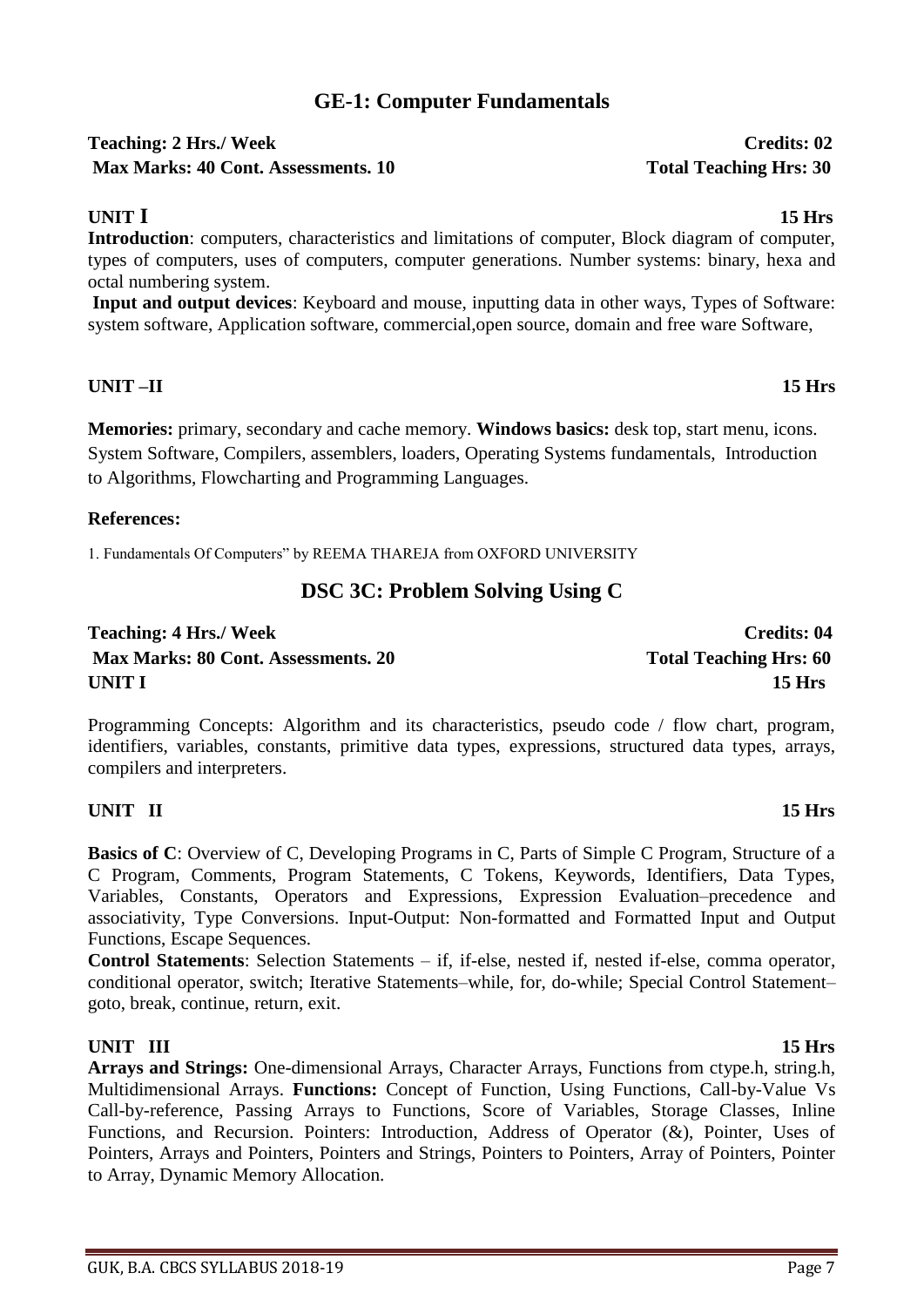## GE-1: Computer Fundamentals

**Teaching: 2 Hrs./ Week** **Credits: 02**
**Max Marks: 40 Cont. Assessments. 10** **Total Teaching Hrs: 30**

**UNIT I** **15 Hrs**

**Introduction**: computers, characteristics and limitations of computer, Block diagram of computer, types of computers, uses of computers, computer generations. Number systems: binary, hexa and octal numbering system.

**Input and output devices**: Keyboard and mouse, inputting data in other ways, Types of Software: system software, Application software, commercial,open source, domain and free ware Software,

**UNIT –II** **15 Hrs**

**Memories:** primary, secondary and cache memory. **Windows basics:** desk top, start menu, icons. System Software, Compilers, assemblers, loaders, Operating Systems fundamentals, Introduction to Algorithms, Flowcharting and Programming Languages.

**References:**

1. Fundamentals Of Computers" by REEMA THAREJA from OXFORD UNIVERSITY

## DSC 3C: Problem Solving Using C

**Teaching: 4 Hrs./ Week** **Credits: 04**
**Max Marks: 80 Cont. Assessments. 20** **Total Teaching Hrs: 60**
**UNIT I** **15 Hrs**

Programming Concepts: Algorithm and its characteristics, pseudo code / flow chart, program, identifiers, variables, constants, primitive data types, expressions, structured data types, arrays, compilers and interpreters.

**UNIT II** **15 Hrs**

**Basics of C**: Overview of C, Developing Programs in C, Parts of Simple C Program, Structure of a C Program, Comments, Program Statements, C Tokens, Keywords, Identifiers, Data Types, Variables, Constants, Operators and Expressions, Expression Evaluation–precedence and associativity, Type Conversions. Input-Output: Non-formatted and Formatted Input and Output Functions, Escape Sequences.

**Control Statements**: Selection Statements – if, if-else, nested if, nested if-else, comma operator, conditional operator, switch; Iterative Statements–while, for, do-while; Special Control Statement–goto, break, continue, return, exit.

**UNIT III** **15 Hrs**

**Arrays and Strings:** One-dimensional Arrays, Character Arrays, Functions from ctype.h, string.h, Multidimensional Arrays. **Functions:** Concept of Function, Using Functions, Call-by-Value Vs Call-by-reference, Passing Arrays to Functions, Score of Variables, Storage Classes, Inline Functions, and Recursion. Pointers: Introduction, Address of Operator (&), Pointer, Uses of Pointers, Arrays and Pointers, Pointers and Strings, Pointers to Pointers, Array of Pointers, Pointer to Array, Dynamic Memory Allocation.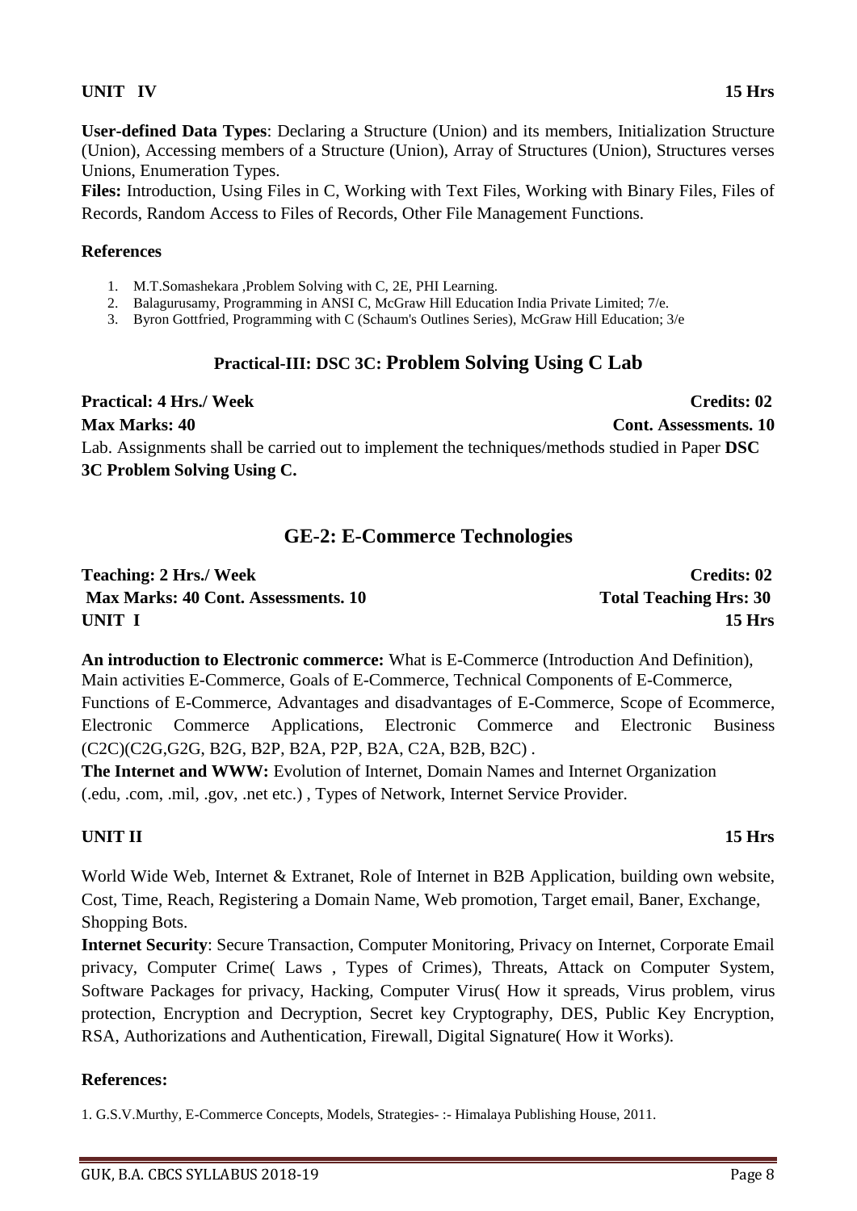**UNIT IV** **15 Hrs**

**User-defined Data Types**: Declaring a Structure (Union) and its members, Initialization Structure (Union), Accessing members of a Structure (Union), Array of Structures (Union), Structures verses Unions, Enumeration Types.

**Files:** Introduction, Using Files in C, Working with Text Files, Working with Binary Files, Files of Records, Random Access to Files of Records, Other File Management Functions.

**References**

1. M.T.Somashekara ,Problem Solving with C, 2E, PHI Learning.
2. Balagurusamy, Programming in ANSI C, McGraw Hill Education India Private Limited; 7/e.
3. Byron Gottfried, Programming with C (Schaum's Outlines Series), McGraw Hill Education; 3/e

## Practical-III: DSC 3C: Problem Solving Using C Lab

**Practical: 4 Hrs./ Week** **Credits: 02**

**Max Marks: 40** **Cont. Assessments. 10**

Lab. Assignments shall be carried out to implement the techniques/methods studied in Paper **DSC 3C Problem Solving Using C.**

## GE-2: E-Commerce Technologies

**Teaching: 2 Hrs./ Week** **Credits: 02**

**Max Marks: 40 Cont. Assessments. 10** **Total Teaching Hrs: 30**

**UNIT I** **15 Hrs**

**An introduction to Electronic commerce:** What is E-Commerce (Introduction And Definition), Main activities E-Commerce, Goals of E-Commerce, Technical Components of E-Commerce, Functions of E-Commerce, Advantages and disadvantages of E-Commerce, Scope of Ecommerce, Electronic Commerce Applications, Electronic Commerce and Electronic Business (C2C)(C2G,G2G, B2G, B2P, B2A, P2P, B2A, C2A, B2B, B2C) .

**The Internet and WWW:** Evolution of Internet, Domain Names and Internet Organization (.edu, .com, .mil, .gov, .net etc.) , Types of Network, Internet Service Provider.

**UNIT II** **15 Hrs**

World Wide Web, Internet & Extranet, Role of Internet in B2B Application, building own website, Cost, Time, Reach, Registering a Domain Name, Web promotion, Target email, Baner, Exchange, Shopping Bots.

**Internet Security**: Secure Transaction, Computer Monitoring, Privacy on Internet, Corporate Email privacy, Computer Crime( Laws , Types of Crimes), Threats, Attack on Computer System, Software Packages for privacy, Hacking, Computer Virus( How it spreads, Virus problem, virus protection, Encryption and Decryption, Secret key Cryptography, DES, Public Key Encryption, RSA, Authorizations and Authentication, Firewall, Digital Signature( How it Works).

**References:**

1. G.S.V.Murthy, E-Commerce Concepts, Models, Strategies- :- Himalaya Publishing House, 2011.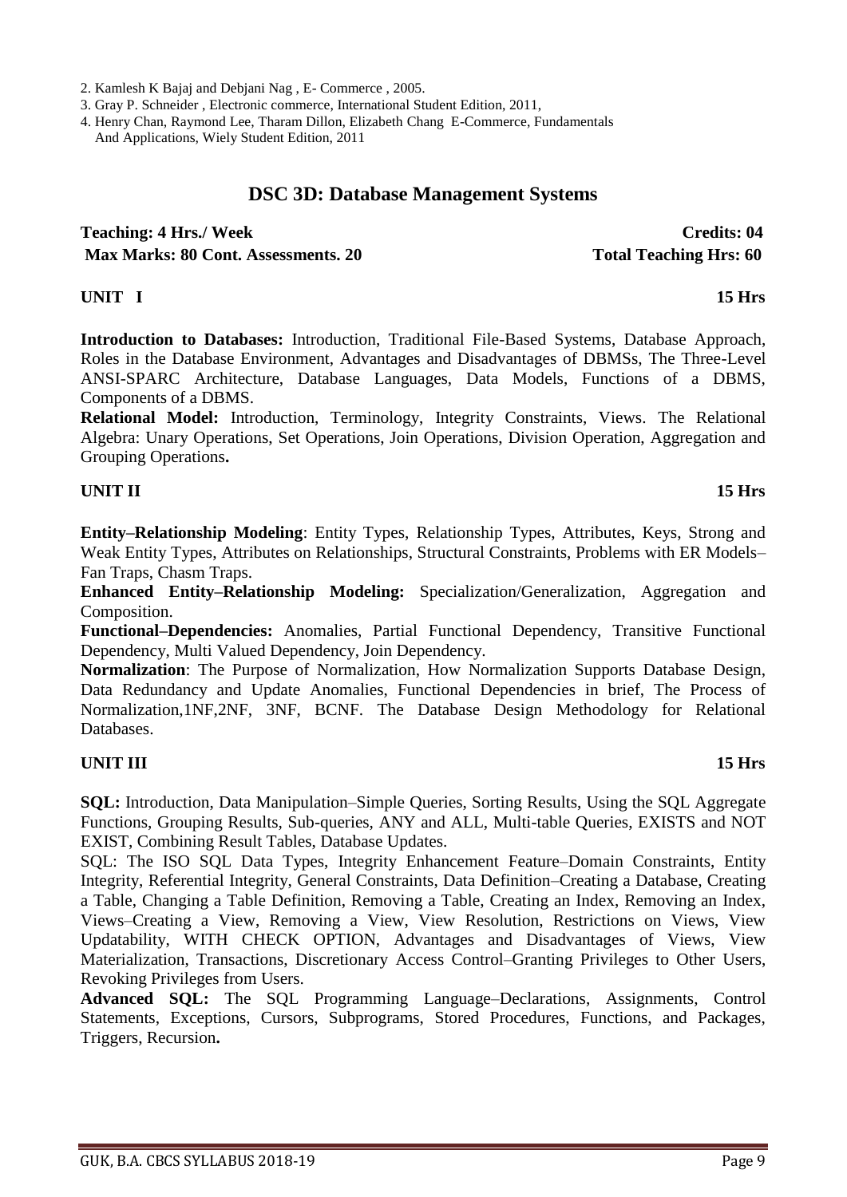2. Kamlesh K Bajaj and Debjani Nag , E- Commerce , 2005.
3. Gray P. Schneider , Electronic commerce, International Student Edition, 2011,
4. Henry Chan, Raymond Lee, Tharam Dillon, Elizabeth Chang E-Commerce, Fundamentals And Applications, Wiely Student Edition, 2011

## DSC 3D: Database Management Systems

**Teaching: 4 Hrs./ Week** **Credits: 04**
**Max Marks: 80 Cont. Assessments. 20** **Total Teaching Hrs: 60**

**UNIT I** **15 Hrs**

**Introduction to Databases:** Introduction, Traditional File-Based Systems, Database Approach, Roles in the Database Environment, Advantages and Disadvantages of DBMSs, The Three-Level ANSI-SPARC Architecture, Database Languages, Data Models, Functions of a DBMS, Components of a DBMS.
**Relational Model:** Introduction, Terminology, Integrity Constraints, Views. The Relational Algebra: Unary Operations, Set Operations, Join Operations, Division Operation, Aggregation and Grouping Operations**.**

**UNIT II** **15 Hrs**

**Entity–Relationship Modeling**: Entity Types, Relationship Types, Attributes, Keys, Strong and Weak Entity Types, Attributes on Relationships, Structural Constraints, Problems with ER Models–Fan Traps, Chasm Traps.
**Enhanced Entity–Relationship Modeling:** Specialization/Generalization, Aggregation and Composition.
**Functional–Dependencies:** Anomalies, Partial Functional Dependency, Transitive Functional Dependency, Multi Valued Dependency, Join Dependency.
**Normalization**: The Purpose of Normalization, How Normalization Supports Database Design, Data Redundancy and Update Anomalies, Functional Dependencies in brief, The Process of Normalization,1NF,2NF, 3NF, BCNF. The Database Design Methodology for Relational Databases.

**UNIT III** **15 Hrs**

**SQL:** Introduction, Data Manipulation–Simple Queries, Sorting Results, Using the SQL Aggregate Functions, Grouping Results, Sub-queries, ANY and ALL, Multi-table Queries, EXISTS and NOT EXIST, Combining Result Tables, Database Updates.
SQL: The ISO SQL Data Types, Integrity Enhancement Feature–Domain Constraints, Entity Integrity, Referential Integrity, General Constraints, Data Definition–Creating a Database, Creating a Table, Changing a Table Definition, Removing a Table, Creating an Index, Removing an Index, Views–Creating a View, Removing a View, View Resolution, Restrictions on Views, View Updatability, WITH CHECK OPTION, Advantages and Disadvantages of Views, View Materialization, Transactions, Discretionary Access Control–Granting Privileges to Other Users, Revoking Privileges from Users.
**Advanced SQL:** The SQL Programming Language–Declarations, Assignments, Control Statements, Exceptions, Cursors, Subprograms, Stored Procedures, Functions, and Packages, Triggers, Recursion**.**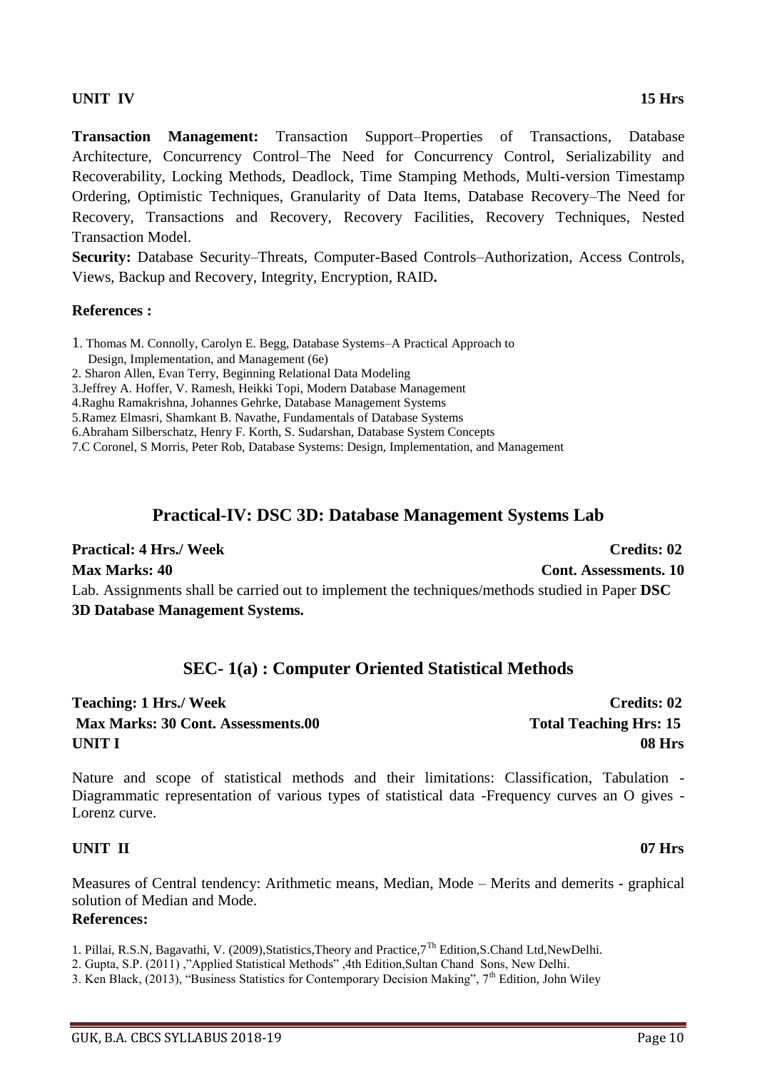**UNIT IV** **15 Hrs**

**Transaction Management:** Transaction Support–Properties of Transactions, Database Architecture, Concurrency Control–The Need for Concurrency Control, Serializability and Recoverability, Locking Methods, Deadlock, Time Stamping Methods, Multi-version Timestamp Ordering, Optimistic Techniques, Granularity of Data Items, Database Recovery–The Need for Recovery, Transactions and Recovery, Recovery Facilities, Recovery Techniques, Nested Transaction Model.

**Security:** Database Security–Threats, Computer-Based Controls–Authorization, Access Controls, Views, Backup and Recovery, Integrity, Encryption, RAID**.**

**References :**

1. Thomas M. Connolly, Carolyn E. Begg, Database Systems–A Practical Approach to Design, Implementation, and Management (6e)
2. Sharon Allen, Evan Terry, Beginning Relational Data Modeling
3. Jeffrey A. Hoffer, V. Ramesh, Heikki Topi, Modern Database Management
4. Raghu Ramakrishna, Johannes Gehrke, Database Management Systems
5. Ramez Elmasri, Shamkant B. Navathe, Fundamentals of Database Systems
6. Abraham Silberschatz, Henry F. Korth, S. Sudarshan, Database System Concepts
7. C Coronel, S Morris, Peter Rob, Database Systems: Design, Implementation, and Management

## Practical-IV: DSC 3D: Database Management Systems Lab

**Practical: 4 Hrs./ Week** **Credits: 02**

**Max Marks: 40** **Cont. Assessments. 10**

Lab. Assignments shall be carried out to implement the techniques/methods studied in Paper **DSC 3D Database Management Systems.**

## SEC- 1(a) : Computer Oriented Statistical Methods

**Teaching: 1 Hrs./ Week** **Credits: 02**

**Max Marks: 30 Cont. Assessments.00** **Total Teaching Hrs: 15**

**UNIT I** **08 Hrs**

Nature and scope of statistical methods and their limitations: Classification, Tabulation - Diagrammatic representation of various types of statistical data -Frequency curves an O gives - Lorenz curve.

**UNIT II** **07 Hrs**

Measures of Central tendency: Arithmetic means, Median, Mode – Merits and demerits - graphical solution of Median and Mode.

**References:**

1. Pillai, R.S.N, Bagavathi, V. (2009),Statistics,Theory and Practice,7Th Edition,S.Chand Ltd,NewDelhi.
2. Gupta, S.P. (2011) ,"Applied Statistical Methods" ,4th Edition,Sultan Chand Sons, New Delhi.
3. Ken Black, (2013), "Business Statistics for Contemporary Decision Making", 7th Edition, John Wiley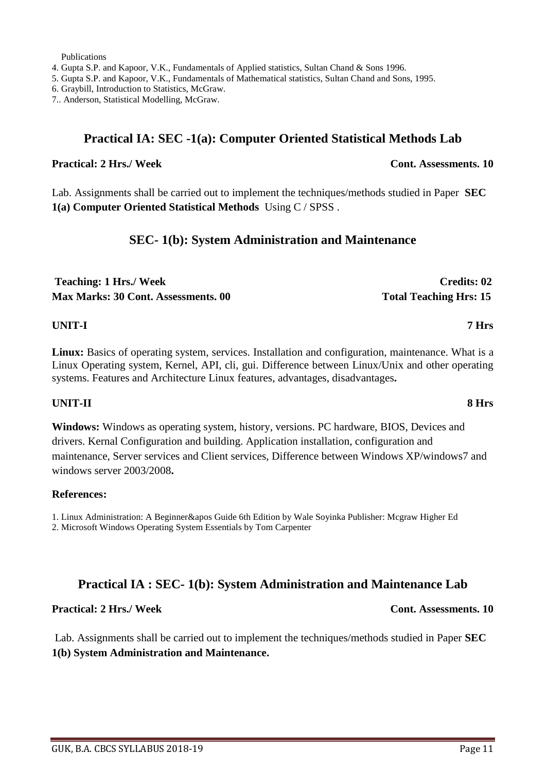Publications

4. Gupta S.P. and Kapoor, V.K., Fundamentals of Applied statistics, Sultan Chand & Sons 1996.
5. Gupta S.P. and Kapoor, V.K., Fundamentals of Mathematical statistics, Sultan Chand and Sons, 1995.
6. Graybill, Introduction to Statistics, McGraw.
7.. Anderson, Statistical Modelling, McGraw.

## Practical IA: SEC -1(a): Computer Oriented Statistical Methods Lab

**Practical: 2 Hrs./ Week** **Cont. Assessments. 10**

Lab. Assignments shall be carried out to implement the techniques/methods studied in Paper **SEC 1(a) Computer Oriented Statistical Methods** Using C / SPSS .

## SEC- 1(b): System Administration and Maintenance

**Teaching: 1 Hrs./ Week** **Credits: 02**
**Max Marks: 30 Cont. Assessments. 00** **Total Teaching Hrs: 15**

**UNIT-I** **7 Hrs**

**Linux:** Basics of operating system, services. Installation and configuration, maintenance. What is a Linux Operating system, Kernel, API, cli, gui. Difference between Linux/Unix and other operating systems. Features and Architecture Linux features, advantages, disadvantages**.**

**UNIT-II** **8 Hrs**

**Windows:** Windows as operating system, history, versions. PC hardware, BIOS, Devices and drivers. Kernal Configuration and building. Application installation, configuration and maintenance, Server services and Client services, Difference between Windows XP/windows7 and windows server 2003/2008**.**

**References:**

1. Linux Administration: A Beginner&apos Guide 6th Edition by Wale Soyinka Publisher: Mcgraw Higher Ed
2. Microsoft Windows Operating System Essentials by Tom Carpenter

## Practical IA : SEC- 1(b): System Administration and Maintenance Lab

**Practical: 2 Hrs./ Week** **Cont. Assessments. 10**

Lab. Assignments shall be carried out to implement the techniques/methods studied in Paper **SEC 1(b) System Administration and Maintenance.**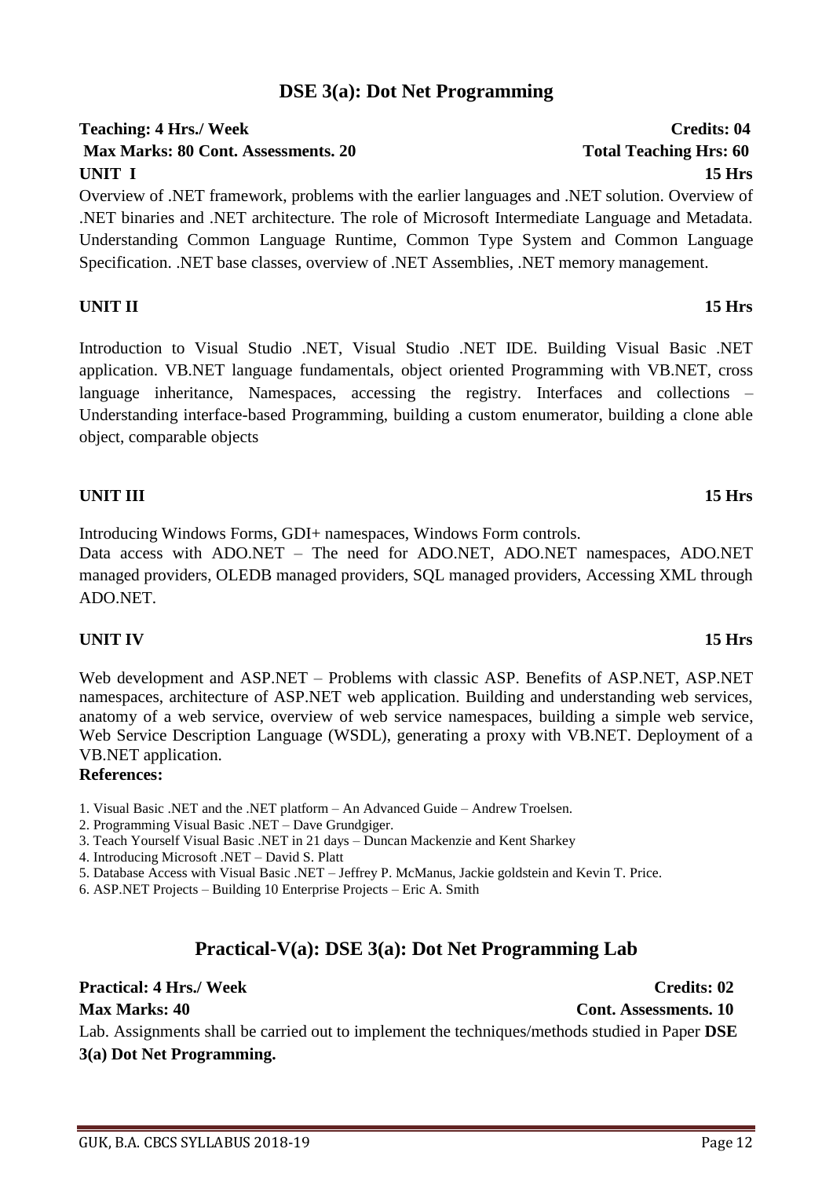## DSE 3(a): Dot Net Programming

**Teaching: 4 Hrs./ Week** **Credits: 04**
**Max Marks: 80 Cont. Assessments. 20** **Total Teaching Hrs: 60**

**UNIT I** **15 Hrs**

Overview of .NET framework, problems with the earlier languages and .NET solution. Overview of .NET binaries and .NET architecture. The role of Microsoft Intermediate Language and Metadata. Understanding Common Language Runtime, Common Type System and Common Language Specification. .NET base classes, overview of .NET Assemblies, .NET memory management.

**UNIT II** **15 Hrs**

Introduction to Visual Studio .NET, Visual Studio .NET IDE. Building Visual Basic .NET application. VB.NET language fundamentals, object oriented Programming with VB.NET, cross language inheritance, Namespaces, accessing the registry. Interfaces and collections – Understanding interface-based Programming, building a custom enumerator, building a clone able object, comparable objects

**UNIT III** **15 Hrs**

Introducing Windows Forms, GDI+ namespaces, Windows Form controls.
Data access with ADO.NET – The need for ADO.NET, ADO.NET namespaces, ADO.NET managed providers, OLEDB managed providers, SQL managed providers, Accessing XML through ADO.NET.

**UNIT IV** **15 Hrs**

Web development and ASP.NET – Problems with classic ASP. Benefits of ASP.NET, ASP.NET namespaces, architecture of ASP.NET web application. Building and understanding web services, anatomy of a web service, overview of web service namespaces, building a simple web service, Web Service Description Language (WSDL), generating a proxy with VB.NET. Deployment of a VB.NET application.

**References:**

1. Visual Basic .NET and the .NET platform – An Advanced Guide – Andrew Troelsen.
2. Programming Visual Basic .NET – Dave Grundgiger.
3. Teach Yourself Visual Basic .NET in 21 days – Duncan Mackenzie and Kent Sharkey
4. Introducing Microsoft .NET – David S. Platt
5. Database Access with Visual Basic .NET – Jeffrey P. McManus, Jackie goldstein and Kevin T. Price.
6. ASP.NET Projects – Building 10 Enterprise Projects – Eric A. Smith

## Practical-V(a): DSE 3(a): Dot Net Programming Lab

**Practical: 4 Hrs./ Week** **Credits: 02**
**Max Marks: 40** **Cont. Assessments. 10**

Lab. Assignments shall be carried out to implement the techniques/methods studied in Paper **DSE 3(a) Dot Net Programming.**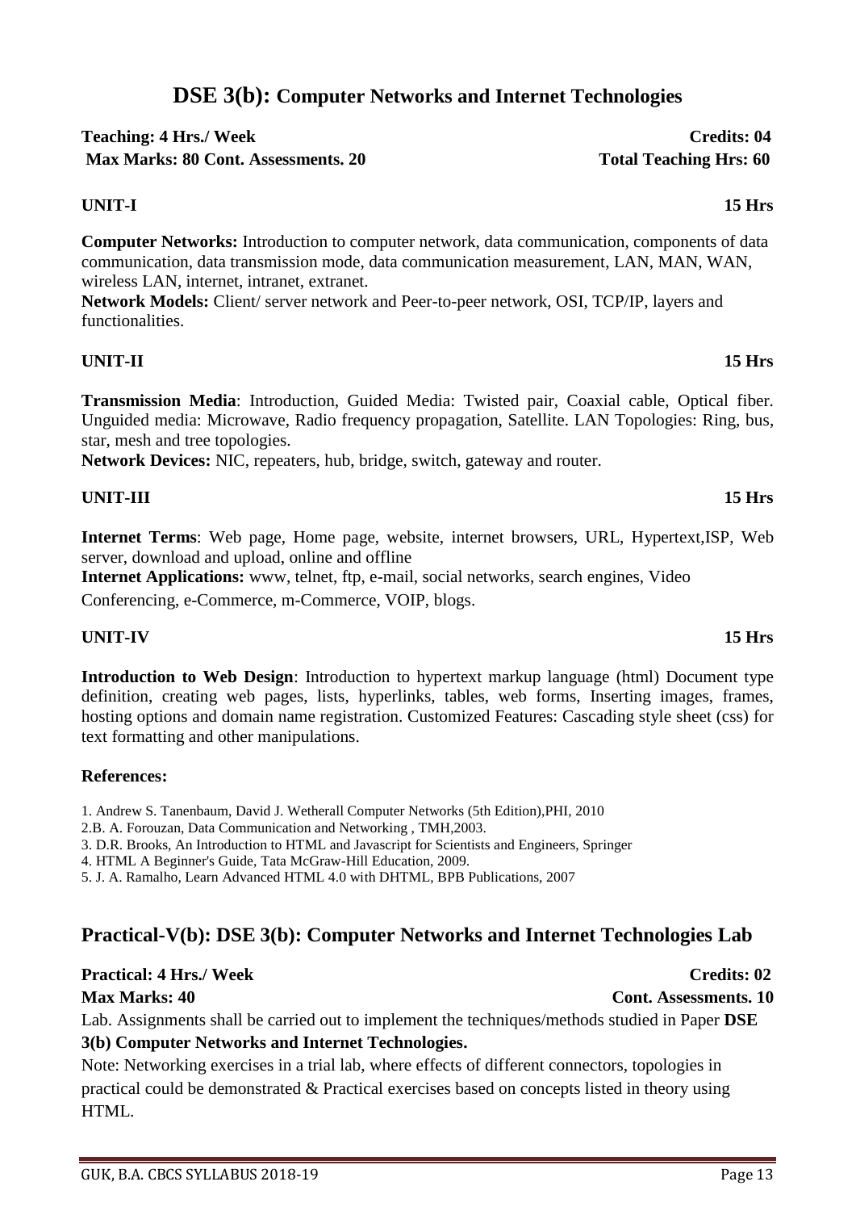# DSE 3(b): Computer Networks and Internet Technologies

**Teaching: 4 Hrs./ Week** **Credits: 04**
**Max Marks: 80 Cont. Assessments. 20** **Total Teaching Hrs: 60**

**UNIT-I** **15 Hrs**

**Computer Networks:** Introduction to computer network, data communication, components of data communication, data transmission mode, data communication measurement, LAN, MAN, WAN, wireless LAN, internet, intranet, extranet.
**Network Models:** Client/ server network and Peer-to-peer network, OSI, TCP/IP, layers and functionalities.

**UNIT-II** **15 Hrs**

**Transmission Media**: Introduction, Guided Media: Twisted pair, Coaxial cable, Optical fiber. Unguided media: Microwave, Radio frequency propagation, Satellite. LAN Topologies: Ring, bus, star, mesh and tree topologies.
**Network Devices:** NIC, repeaters, hub, bridge, switch, gateway and router.

**UNIT-III** **15 Hrs**

**Internet Terms**: Web page, Home page, website, internet browsers, URL, Hypertext,ISP, Web server, download and upload, online and offline
**Internet Applications:** www, telnet, ftp, e-mail, social networks, search engines, Video Conferencing, e-Commerce, m-Commerce, VOIP, blogs.

**UNIT-IV** **15 Hrs**

**Introduction to Web Design**: Introduction to hypertext markup language (html) Document type definition, creating web pages, lists, hyperlinks, tables, web forms, Inserting images, frames, hosting options and domain name registration. Customized Features: Cascading style sheet (css) for text formatting and other manipulations.

**References:**

1. Andrew S. Tanenbaum, David J. Wetherall Computer Networks (5th Edition),PHI, 2010
2. B. A. Forouzan, Data Communication and Networking , TMH,2003.
3. D.R. Brooks, An Introduction to HTML and Javascript for Scientists and Engineers, Springer
4. HTML A Beginner's Guide, Tata McGraw-Hill Education, 2009.
5. J. A. Ramalho, Learn Advanced HTML 4.0 with DHTML, BPB Publications, 2007

## Practical-V(b): DSE 3(b): Computer Networks and Internet Technologies Lab

**Practical: 4 Hrs./ Week** **Credits: 02**
**Max Marks: 40** **Cont. Assessments. 10**

Lab. Assignments shall be carried out to implement the techniques/methods studied in Paper **DSE 3(b) Computer Networks and Internet Technologies.**

Note: Networking exercises in a trial lab, where effects of different connectors, topologies in practical could be demonstrated & Practical exercises based on concepts listed in theory using HTML.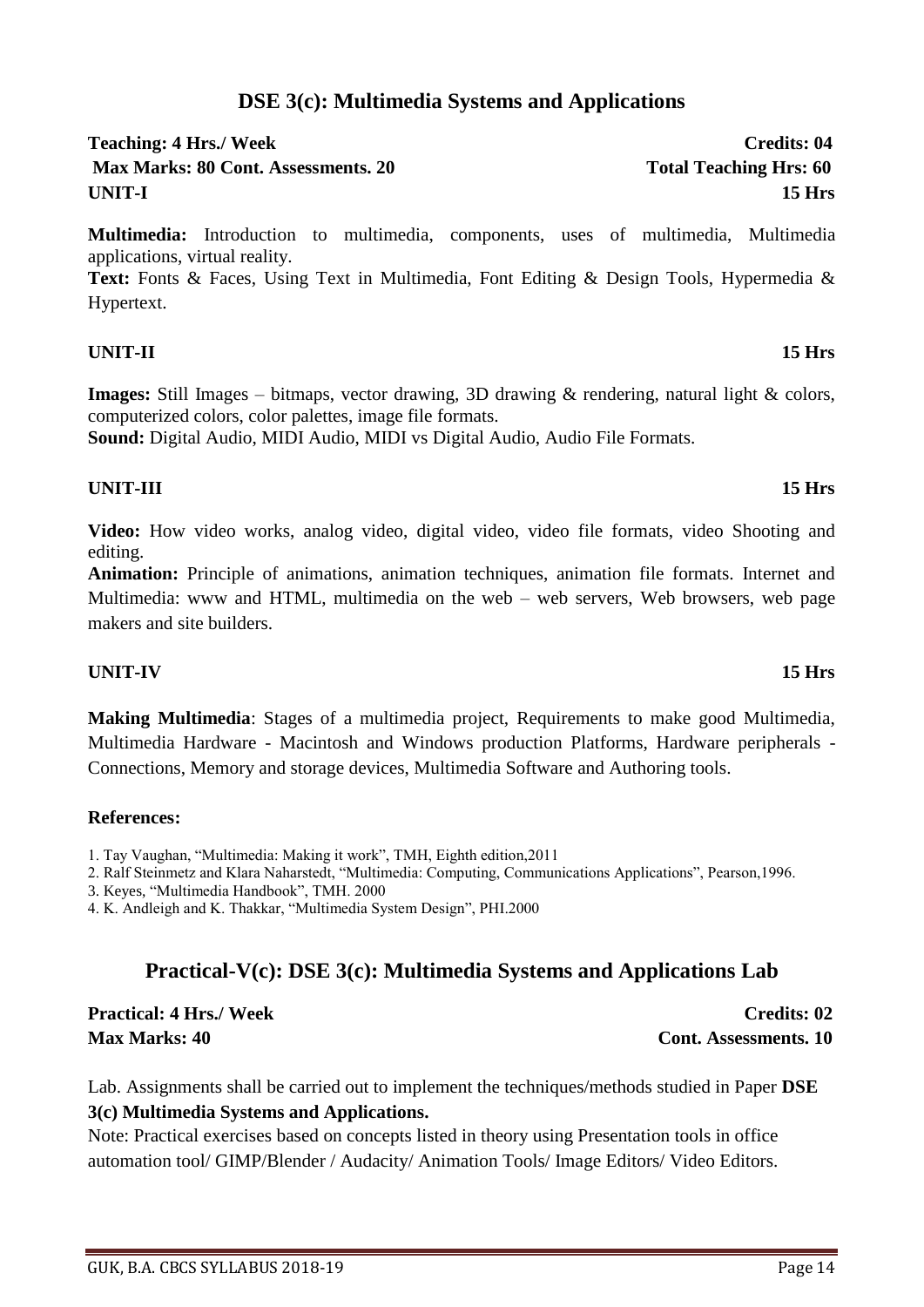## DSE 3(c): Multimedia Systems and Applications

**Teaching: 4 Hrs./ Week** **Credits: 04**
**Max Marks: 80 Cont. Assessments. 20** **Total Teaching Hrs: 60**

**UNIT-I** **15 Hrs**

**Multimedia:** Introduction to multimedia, components, uses of multimedia, Multimedia applications, virtual reality.
**Text:** Fonts & Faces, Using Text in Multimedia, Font Editing & Design Tools, Hypermedia & Hypertext.

**UNIT-II** **15 Hrs**

**Images:** Still Images – bitmaps, vector drawing, 3D drawing & rendering, natural light & colors, computerized colors, color palettes, image file formats.
**Sound:** Digital Audio, MIDI Audio, MIDI vs Digital Audio, Audio File Formats.

**UNIT-III** **15 Hrs**

**Video:** How video works, analog video, digital video, video file formats, video Shooting and editing.
**Animation:** Principle of animations, animation techniques, animation file formats. Internet and Multimedia: www and HTML, multimedia on the web – web servers, Web browsers, web page makers and site builders.

**UNIT-IV** **15 Hrs**

**Making Multimedia**: Stages of a multimedia project, Requirements to make good Multimedia, Multimedia Hardware - Macintosh and Windows production Platforms, Hardware peripherals - Connections, Memory and storage devices, Multimedia Software and Authoring tools.

**References:**

1. Tay Vaughan, "Multimedia: Making it work", TMH, Eighth edition,2011
2. Ralf Steinmetz and Klara Naharstedt, "Multimedia: Computing, Communications Applications", Pearson,1996.
3. Keyes, "Multimedia Handbook", TMH. 2000
4. K. Andleigh and K. Thakkar, "Multimedia System Design", PHI.2000

## Practical-V(c): DSE 3(c): Multimedia Systems and Applications Lab

**Practical: 4 Hrs./ Week** **Credits: 02**
**Max Marks: 40** **Cont. Assessments. 10**

Lab. Assignments shall be carried out to implement the techniques/methods studied in Paper **DSE 3(c) Multimedia Systems and Applications.**

Note: Practical exercises based on concepts listed in theory using Presentation tools in office automation tool/ GIMP/Blender / Audacity/ Animation Tools/ Image Editors/ Video Editors.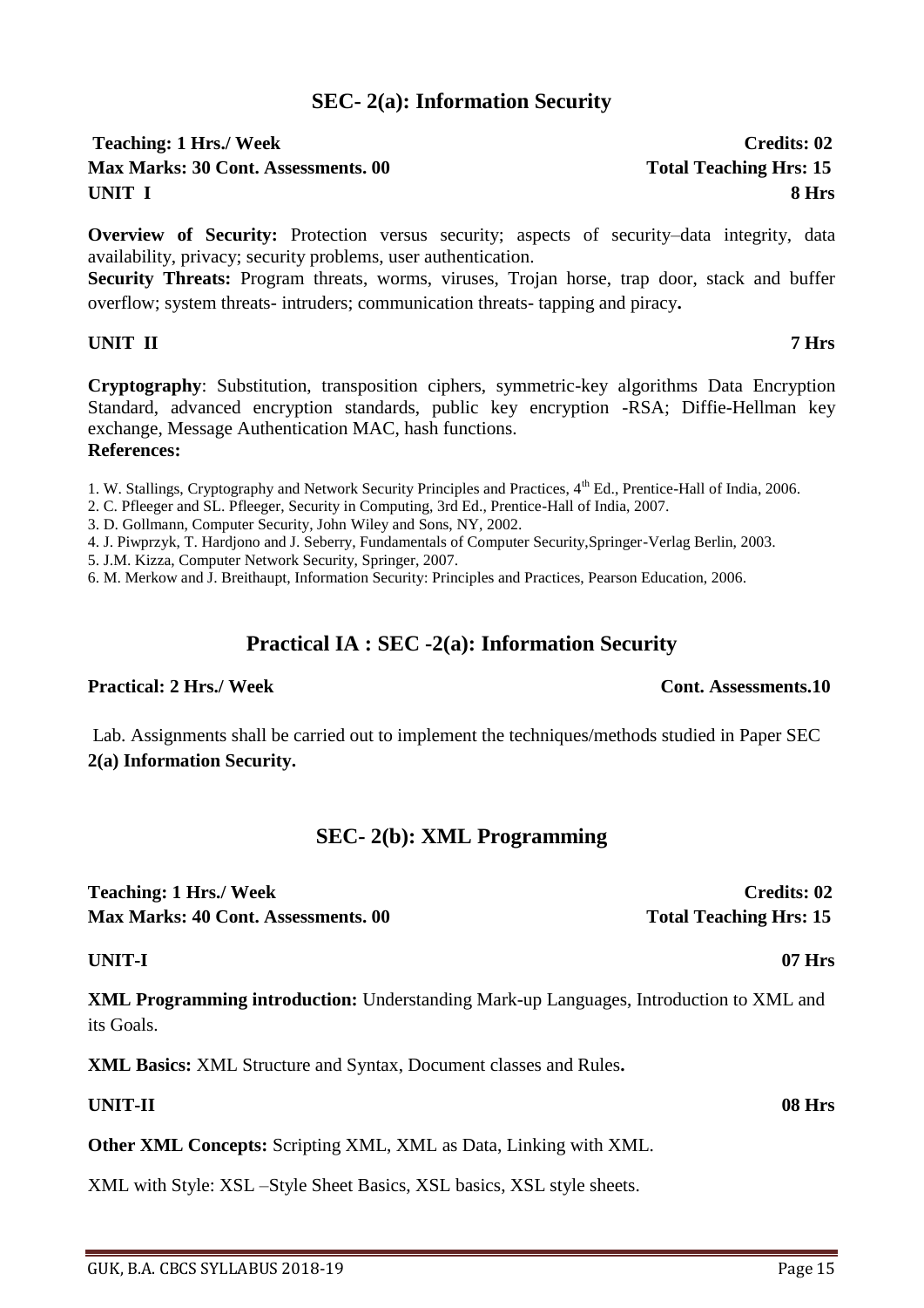## SEC- 2(a): Information Security

**Teaching: 1 Hrs./ Week** **Credits: 02**
**Max Marks: 30 Cont. Assessments. 00** **Total Teaching Hrs: 15**
**UNIT I** **8 Hrs**

**Overview of Security:** Protection versus security; aspects of security–data integrity, data availability, privacy; security problems, user authentication.
**Security Threats:** Program threats, worms, viruses, Trojan horse, trap door, stack and buffer overflow; system threats- intruders; communication threats- tapping and piracy**.**

**UNIT II** **7 Hrs**

**Cryptography**: Substitution, transposition ciphers, symmetric-key algorithms Data Encryption Standard, advanced encryption standards, public key encryption -RSA; Diffie-Hellman key exchange, Message Authentication MAC, hash functions.
**References:**

1. W. Stallings, Cryptography and Network Security Principles and Practices, 4th Ed., Prentice-Hall of India, 2006.
2. C. Pfleeger and SL. Pfleeger, Security in Computing, 3rd Ed., Prentice-Hall of India, 2007.
3. D. Gollmann, Computer Security, John Wiley and Sons, NY, 2002.
4. J. Piwprzyk, T. Hardjono and J. Seberry, Fundamentals of Computer Security,Springer-Verlag Berlin, 2003.
5. J.M. Kizza, Computer Network Security, Springer, 2007.
6. M. Merkow and J. Breithaupt, Information Security: Principles and Practices, Pearson Education, 2006.

## Practical IA : SEC -2(a): Information Security

**Practical: 2 Hrs./ Week** **Cont. Assessments.10**

Lab. Assignments shall be carried out to implement the techniques/methods studied in Paper SEC **2(a) Information Security.**

## SEC- 2(b): XML Programming

**Teaching: 1 Hrs./ Week** **Credits: 02**
**Max Marks: 40 Cont. Assessments. 00** **Total Teaching Hrs: 15**

**UNIT-I** **07 Hrs**

**XML Programming introduction:** Understanding Mark-up Languages, Introduction to XML and its Goals.

**XML Basics:** XML Structure and Syntax, Document classes and Rules**.**

**UNIT-II** **08 Hrs**

**Other XML Concepts:** Scripting XML, XML as Data, Linking with XML.

XML with Style: XSL –Style Sheet Basics, XSL basics, XSL style sheets.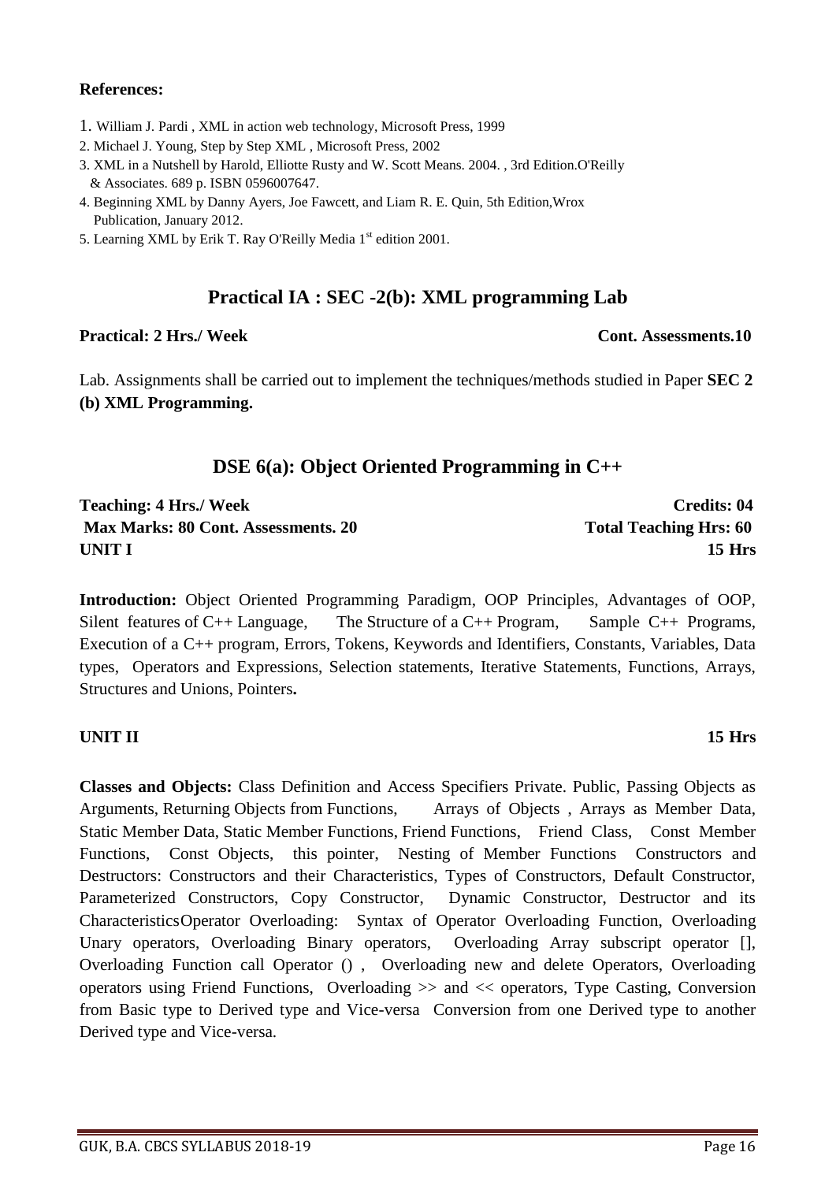**References:**

1. William J. Pardi , XML in action web technology, Microsoft Press, 1999
2. Michael J. Young, Step by Step XML , Microsoft Press, 2002
3. XML in a Nutshell by Harold, Elliotte Rusty and W. Scott Means. 2004. , 3rd Edition.O'Reilly & Associates. 689 p. ISBN 0596007647.
4. Beginning XML by Danny Ayers, Joe Fawcett, and Liam R. E. Quin, 5th Edition,Wrox Publication, January 2012.
5. Learning XML by Erik T. Ray O'Reilly Media 1st edition 2001.

## Practical IA : SEC -2(b): XML programming Lab

**Practical: 2 Hrs./ Week** **Cont. Assessments.10**

Lab. Assignments shall be carried out to implement the techniques/methods studied in Paper **SEC 2 (b) XML Programming.**

## DSE 6(a): Object Oriented Programming in C++

**Teaching: 4 Hrs./ Week** **Credits: 04**
**Max Marks: 80 Cont. Assessments. 20** **Total Teaching Hrs: 60**
**UNIT I** **15 Hrs**

**Introduction:** Object Oriented Programming Paradigm, OOP Principles, Advantages of OOP, Silent features of C++ Language, The Structure of a C++ Program, Sample C++ Programs, Execution of a C++ program, Errors, Tokens, Keywords and Identifiers, Constants, Variables, Data types, Operators and Expressions, Selection statements, Iterative Statements, Functions, Arrays, Structures and Unions, Pointers**.**

**UNIT II** **15 Hrs**

**Classes and Objects:** Class Definition and Access Specifiers Private. Public, Passing Objects as Arguments, Returning Objects from Functions, Arrays of Objects , Arrays as Member Data, Static Member Data, Static Member Functions, Friend Functions, Friend Class, Const Member Functions, Const Objects, this pointer, Nesting of Member Functions Constructors and Destructors: Constructors and their Characteristics, Types of Constructors, Default Constructor, Parameterized Constructors, Copy Constructor, Dynamic Constructor, Destructor and its CharacteristicsOperator Overloading: Syntax of Operator Overloading Function, Overloading Unary operators, Overloading Binary operators, Overloading Array subscript operator [], Overloading Function call Operator () , Overloading new and delete Operators, Overloading operators using Friend Functions, Overloading >> and << operators, Type Casting, Conversion from Basic type to Derived type and Vice-versa Conversion from one Derived type to another Derived type and Vice-versa.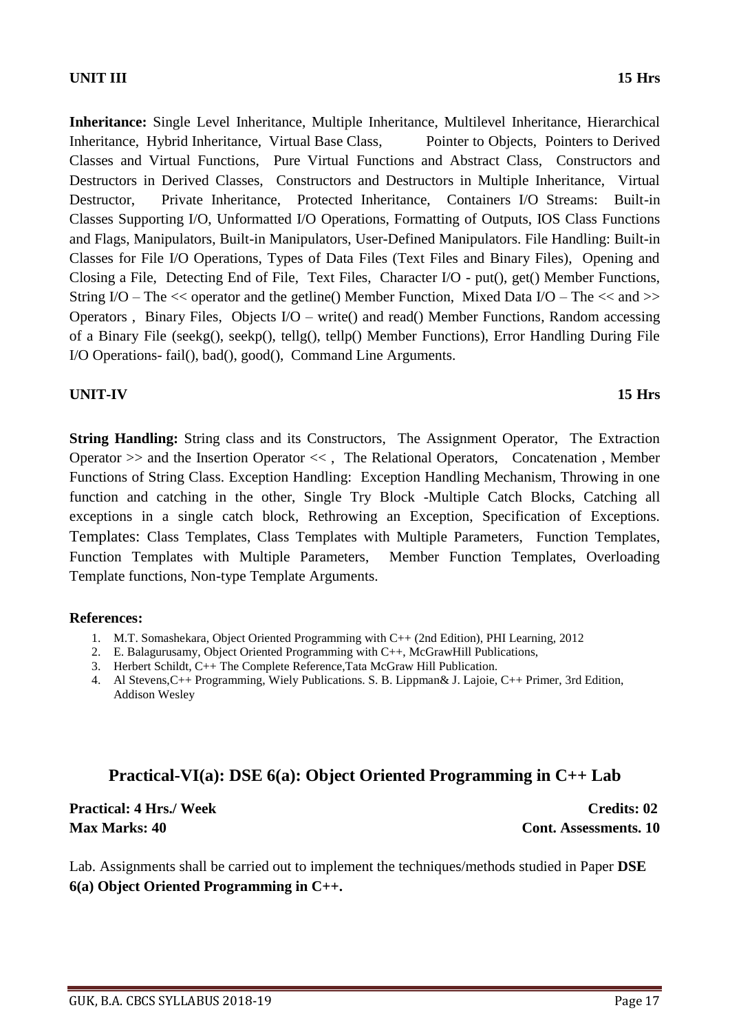**UNIT III** **15 Hrs**

**Inheritance:** Single Level Inheritance, Multiple Inheritance, Multilevel Inheritance, Hierarchical Inheritance, Hybrid Inheritance, Virtual Base Class, Pointer to Objects, Pointers to Derived Classes and Virtual Functions, Pure Virtual Functions and Abstract Class, Constructors and Destructors in Derived Classes, Constructors and Destructors in Multiple Inheritance, Virtual Destructor, Private Inheritance, Protected Inheritance, Containers I/O Streams: Built-in Classes Supporting I/O, Unformatted I/O Operations, Formatting of Outputs, IOS Class Functions and Flags, Manipulators, Built-in Manipulators, User-Defined Manipulators. File Handling: Built-in Classes for File I/O Operations, Types of Data Files (Text Files and Binary Files), Opening and Closing a File, Detecting End of File, Text Files, Character I/O - put(), get() Member Functions, String I/O – The << operator and the getline() Member Function, Mixed Data I/O – The << and >> Operators , Binary Files, Objects I/O – write() and read() Member Functions, Random accessing of a Binary File (seekg(), seekp(), tellg(), tellp() Member Functions), Error Handling During File I/O Operations- fail(), bad(), good(), Command Line Arguments.

**UNIT-IV** **15 Hrs**

**String Handling:** String class and its Constructors, The Assignment Operator, The Extraction Operator >> and the Insertion Operator << , The Relational Operators, Concatenation , Member Functions of String Class. Exception Handling: Exception Handling Mechanism, Throwing in one function and catching in the other, Single Try Block -Multiple Catch Blocks, Catching all exceptions in a single catch block, Rethrowing an Exception, Specification of Exceptions. Templates: Class Templates, Class Templates with Multiple Parameters, Function Templates, Function Templates with Multiple Parameters, Member Function Templates, Overloading Template functions, Non-type Template Arguments.

**References:**

1. M.T. Somashekara, Object Oriented Programming with C++ (2nd Edition), PHI Learning, 2012
2. E. Balagurusamy, Object Oriented Programming with C++, McGrawHill Publications,
3. Herbert Schildt, C++ The Complete Reference,Tata McGraw Hill Publication.
4. Al Stevens,C++ Programming, Wiely Publications. S. B. Lippman& J. Lajoie, C++ Primer, 3rd Edition, Addison Wesley

## Practical-VI(a): DSE 6(a): Object Oriented Programming in C++ Lab

**Practical: 4 Hrs./ Week** **Credits: 02**
**Max Marks: 40** **Cont. Assessments. 10**

Lab. Assignments shall be carried out to implement the techniques/methods studied in Paper **DSE 6(a) Object Oriented Programming in C++.**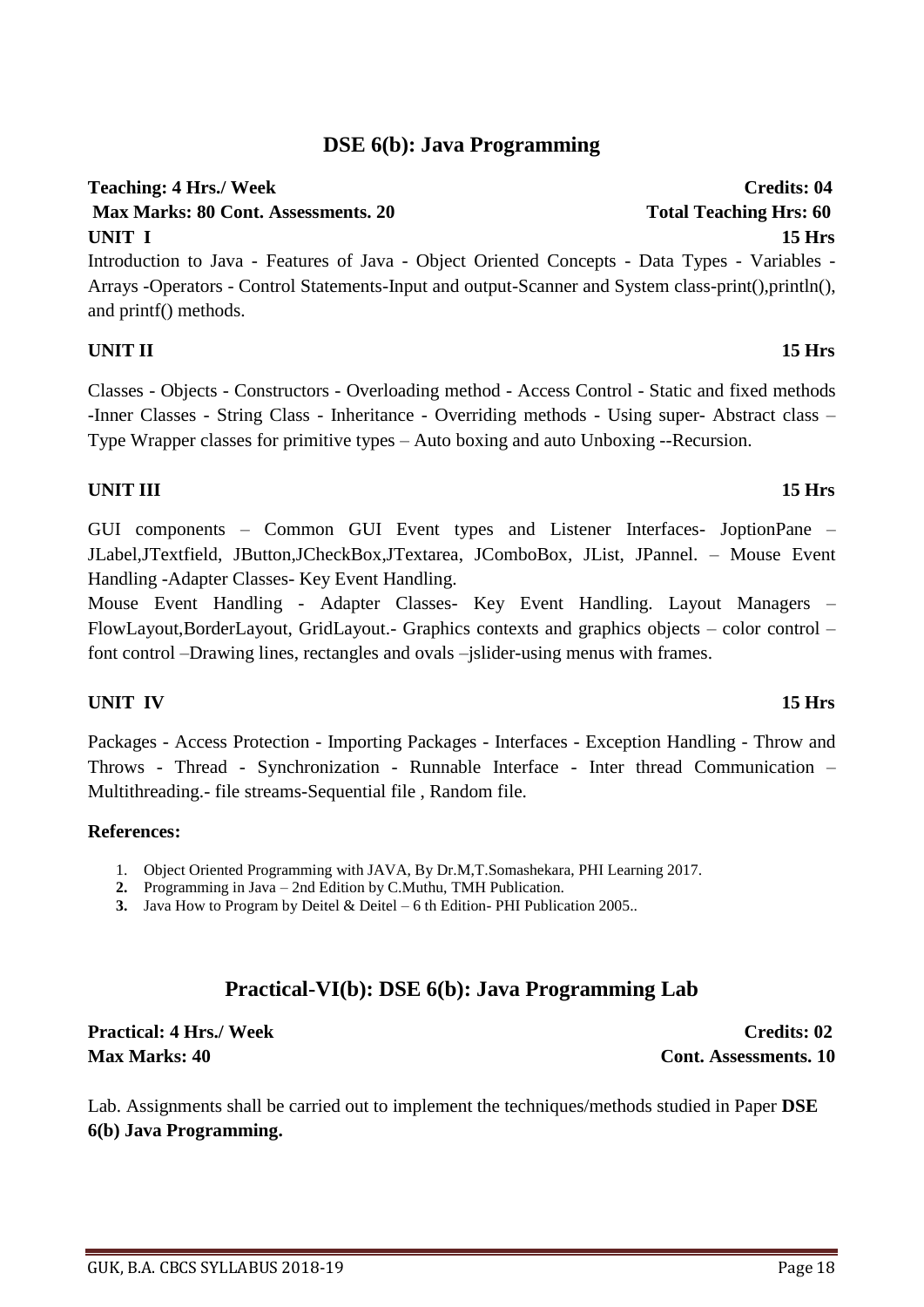## DSE 6(b): Java Programming

**Teaching: 4 Hrs./ Week** **Credits: 04**
**Max Marks: 80 Cont. Assessments. 20** **Total Teaching Hrs: 60**

**UNIT I** **15 Hrs**

Introduction to Java - Features of Java - Object Oriented Concepts - Data Types - Variables - Arrays -Operators - Control Statements-Input and output-Scanner and System class-print(),println(), and printf() methods.

**UNIT II** **15 Hrs**

Classes - Objects - Constructors - Overloading method - Access Control - Static and fixed methods -Inner Classes - String Class - Inheritance - Overriding methods - Using super- Abstract class – Type Wrapper classes for primitive types – Auto boxing and auto Unboxing --Recursion.

**UNIT III** **15 Hrs**

GUI components – Common GUI Event types and Listener Interfaces- JoptionPane – JLabel,JTextfield, JButton,JCheckBox,JTextarea, JComboBox, JList, JPannel. – Mouse Event Handling -Adapter Classes- Key Event Handling.

Mouse Event Handling - Adapter Classes- Key Event Handling. Layout Managers – FlowLayout,BorderLayout, GridLayout.- Graphics contexts and graphics objects – color control – font control –Drawing lines, rectangles and ovals –jslider-using menus with frames.

**UNIT IV** **15 Hrs**

Packages - Access Protection - Importing Packages - Interfaces - Exception Handling - Throw and Throws - Thread - Synchronization - Runnable Interface - Inter thread Communication – Multithreading.- file streams-Sequential file , Random file.

**References:**

1. Object Oriented Programming with JAVA, By Dr.M,T.Somashekara, PHI Learning 2017.
2. Programming in Java – 2nd Edition by C.Muthu, TMH Publication.
3. Java How to Program by Deitel & Deitel – 6 th Edition- PHI Publication 2005..

## Practical-VI(b): DSE 6(b): Java Programming Lab

**Practical: 4 Hrs./ Week** **Credits: 02**
**Max Marks: 40** **Cont. Assessments. 10**

Lab. Assignments shall be carried out to implement the techniques/methods studied in Paper **DSE 6(b) Java Programming.**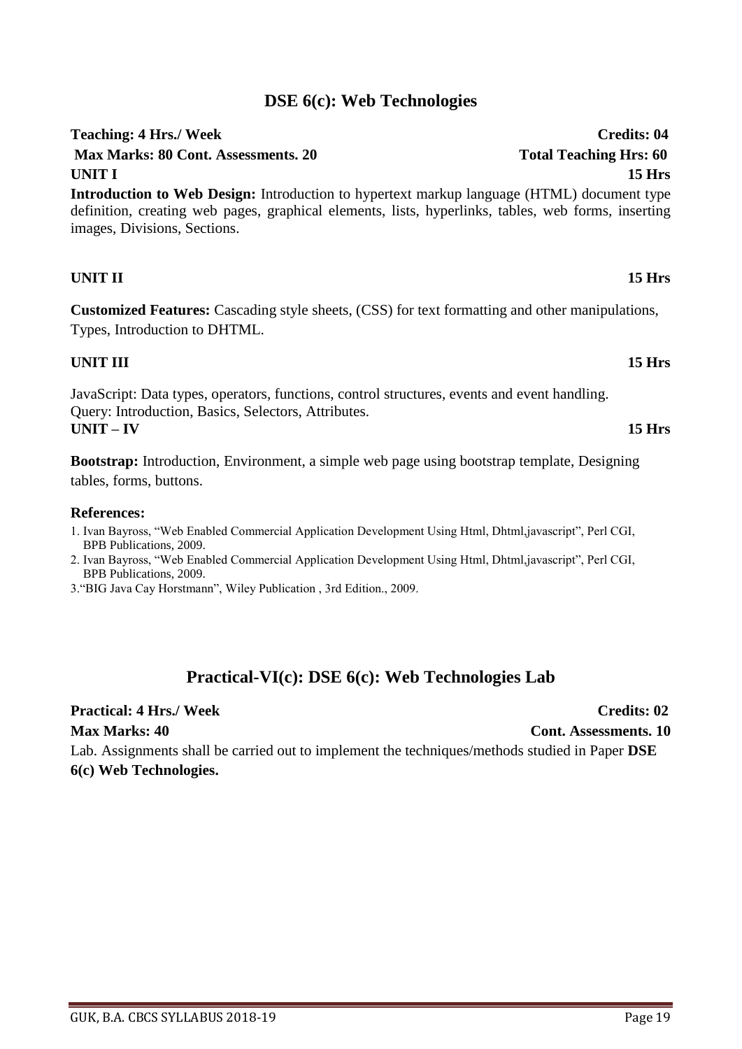## DSE 6(c): Web Technologies

**Teaching: 4 Hrs./ Week** **Credits: 04**

**Max Marks: 80 Cont. Assessments. 20** **Total Teaching Hrs: 60**

**UNIT I** **15 Hrs**

**Introduction to Web Design:** Introduction to hypertext markup language (HTML) document type definition, creating web pages, graphical elements, lists, hyperlinks, tables, web forms, inserting images, Divisions, Sections.

**UNIT II** **15 Hrs**

**Customized Features:** Cascading style sheets, (CSS) for text formatting and other manipulations, Types, Introduction to DHTML.

**UNIT III** **15 Hrs**

JavaScript: Data types, operators, functions, control structures, events and event handling.
Query: Introduction, Basics, Selectors, Attributes.

**UNIT – IV** **15 Hrs**

**Bootstrap:** Introduction, Environment, a simple web page using bootstrap template, Designing tables, forms, buttons.

**References:**

1. Ivan Bayross, "Web Enabled Commercial Application Development Using Html, Dhtml,javascript", Perl CGI, BPB Publications, 2009.
2. Ivan Bayross, "Web Enabled Commercial Application Development Using Html, Dhtml,javascript", Perl CGI, BPB Publications, 2009.
3. "BIG Java Cay Horstmann", Wiley Publication , 3rd Edition., 2009.

## Practical-VI(c): DSE 6(c): Web Technologies Lab

**Practical: 4 Hrs./ Week** **Credits: 02**

**Max Marks: 40** **Cont. Assessments. 10**

Lab. Assignments shall be carried out to implement the techniques/methods studied in Paper **DSE 6(c) Web Technologies.**